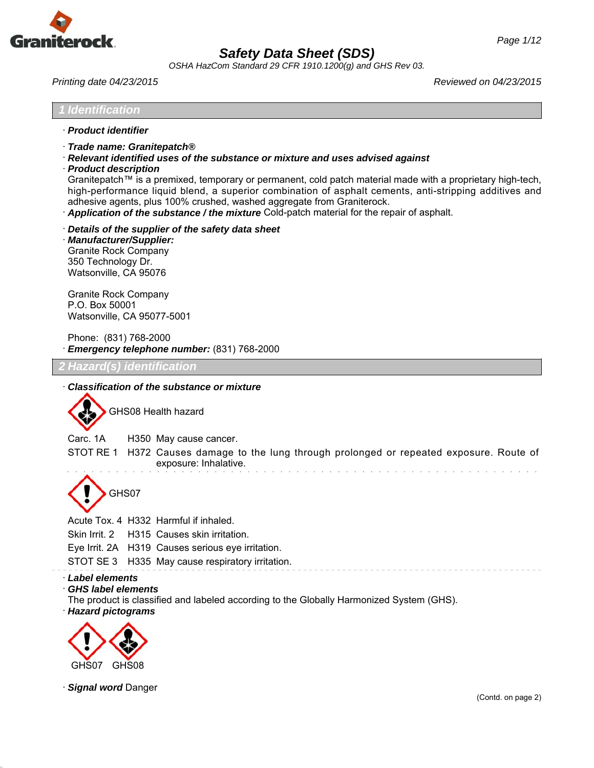# Safety Data Sheet (SDS)

*OSHA HazCom Standard 29 CFR 1910.1200(g) and GHS Rev 03.*

*Printing date 04/23/2015* *Reviewed on 04/23/2015*

## 1 Identification

· ***Product identifier***

· ***Trade name: Granitepatch®***

· ***Relevant identified uses of the substance or mixture and uses advised against***

· ***Product description***

Granitepatch™ is a premixed, temporary or permanent, cold patch material made with a proprietary high-tech, high-performance liquid blend, a superior combination of asphalt cements, anti-stripping additives and adhesive agents, plus 100% crushed, washed aggregate from Graniterock.

· ***Application of the substance / the mixture*** Cold-patch material for the repair of asphalt.

· ***Details of the supplier of the safety data sheet***

· ***Manufacturer/Supplier:***

Granite Rock Company
350 Technology Dr.
Watsonville, CA 95076

Granite Rock Company
P.O. Box 50001
Watsonville, CA 95077-5001

Phone: (831) 768-2000

· ***Emergency telephone number:*** (831) 768-2000

## 2 Hazard(s) identification

· ***Classification of the substance or mixture***

GHS08 Health hazard

| | | |
|---|---|---|
| Carc. 1A | H350 | May cause cancer. |
| STOT RE 1 | H372 | Causes damage to the lung through prolonged or repeated exposure. Route of exposure: Inhalative. |

GHS07

| | | |
|---|---|---|
| Acute Tox. 4 | H332 | Harmful if inhaled. |
| Skin Irrit. 2 | H315 | Causes skin irritation. |
| Eye Irrit. 2A | H319 | Causes serious eye irritation. |
| STOT SE 3 | H335 | May cause respiratory irritation. |

· ***Label elements***

· ***GHS label elements***

The product is classified and labeled according to the Globally Harmonized System (GHS).

· ***Hazard pictograms***

GHS07 GHS08

· ***Signal word*** Danger

(Contd. on page 2)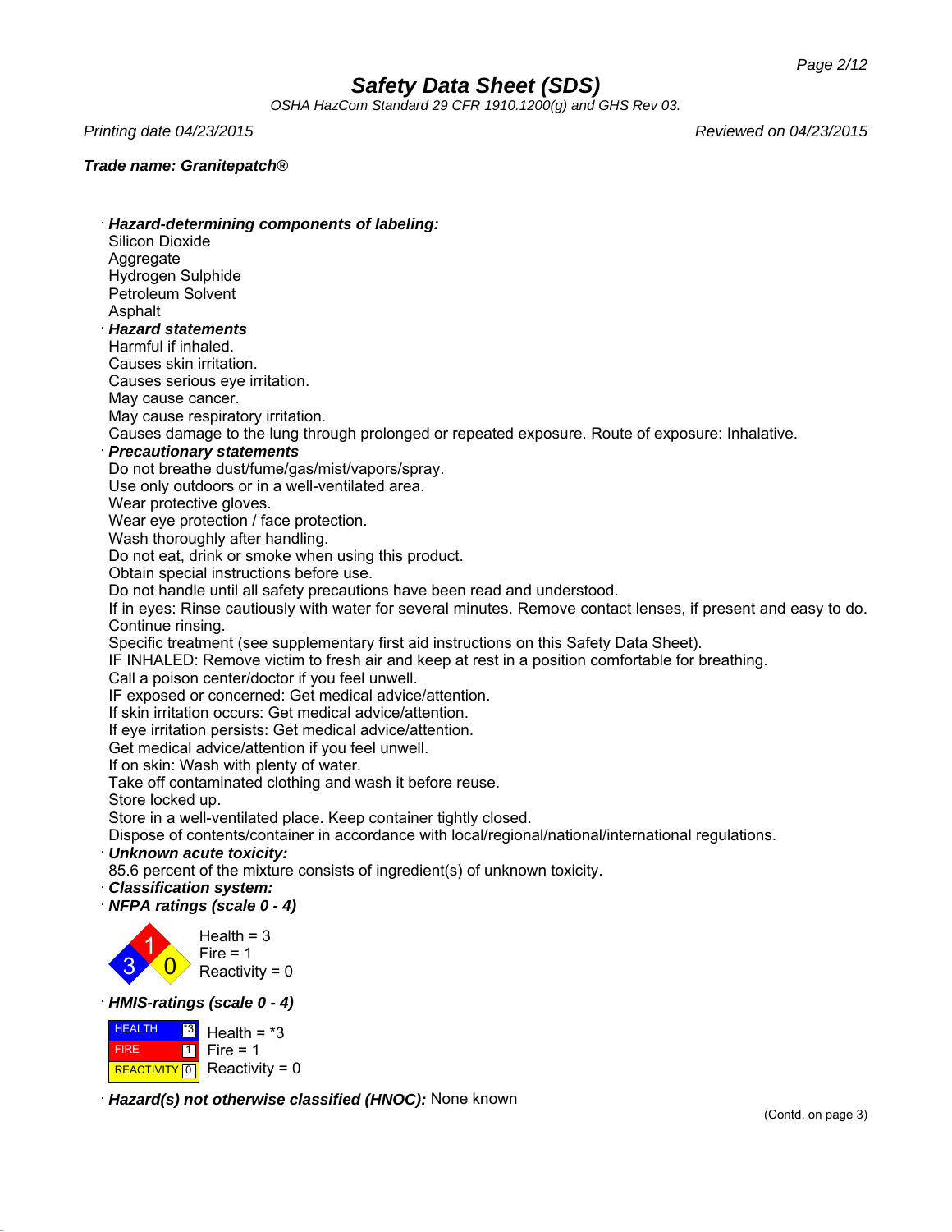**Trade name: Granitepatch®**

· ***Hazard-determining components of labeling:***
Silicon Dioxide
Aggregate
Hydrogen Sulphide
Petroleum Solvent
Asphalt

· ***Hazard statements***
Harmful if inhaled.
Causes skin irritation.
Causes serious eye irritation.
May cause cancer.
May cause respiratory irritation.
Causes damage to the lung through prolonged or repeated exposure. Route of exposure: Inhalative.

· ***Precautionary statements***
Do not breathe dust/fume/gas/mist/vapors/spray.
Use only outdoors or in a well-ventilated area.
Wear protective gloves.
Wear eye protection / face protection.
Wash thoroughly after handling.
Do not eat, drink or smoke when using this product.
Obtain special instructions before use.
Do not handle until all safety precautions have been read and understood.
If in eyes: Rinse cautiously with water for several minutes. Remove contact lenses, if present and easy to do. Continue rinsing.
Specific treatment (see supplementary first aid instructions on this Safety Data Sheet).
IF INHALED: Remove victim to fresh air and keep at rest in a position comfortable for breathing.
Call a poison center/doctor if you feel unwell.
IF exposed or concerned: Get medical advice/attention.
If skin irritation occurs: Get medical advice/attention.
If eye irritation persists: Get medical advice/attention.
Get medical advice/attention if you feel unwell.
If on skin: Wash with plenty of water.
Take off contaminated clothing and wash it before reuse.
Store locked up.
Store in a well-ventilated place. Keep container tightly closed.
Dispose of contents/container in accordance with local/regional/national/international regulations.

· ***Unknown acute toxicity:***
85.6 percent of the mixture consists of ingredient(s) of unknown toxicity.

· ***Classification system:***

· ***NFPA ratings (scale 0 - 4)***

Health = 3
Fire = 1
Reactivity = 0

· ***HMIS-ratings (scale 0 - 4)***

| | | |
|---|---|---|
| HEALTH | *3 | Health = *3 |
| FIRE | 1 | Fire = 1 |
| REACTIVITY | 0 | Reactivity = 0 |

· ***Hazard(s) not otherwise classified (HNOC):*** None known

(Contd. on page 3)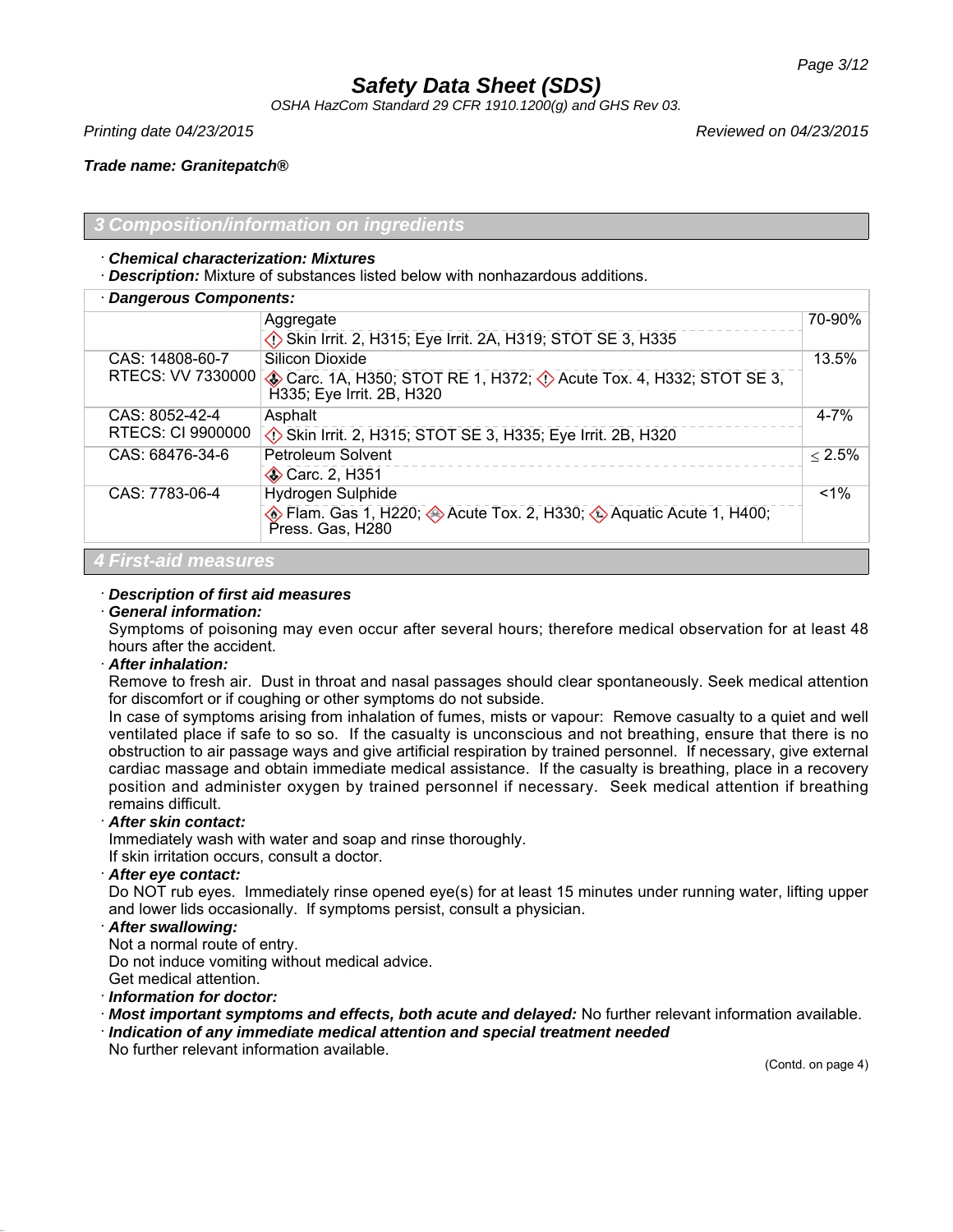# Safety Data Sheet (SDS)

OSHA HazCom Standard 29 CFR 1910.1200(g) and GHS Rev 03.

*Printing date 04/23/2015* *Reviewed on 04/23/2015*

***Trade name: Granitepatch®***

## 3 Composition/information on ingredients

· ***Chemical characterization: Mixtures***

· ***Description:*** Mixture of substances listed below with nonhazardous additions.

· ***Dangerous Components:***

| | | |
|---|---|---|
| | Aggregate<br>Skin Irrit. 2, H315; Eye Irrit. 2A, H319; STOT SE 3, H335 | 70-90% |
| CAS: 14808-60-7<br>RTECS: VV 7330000 | Silicon Dioxide<br>Carc. 1A, H350; STOT RE 1, H372; Acute Tox. 4, H332; STOT SE 3, H335; Eye Irrit. 2B, H320 | 13.5% |
| CAS: 8052-42-4<br>RTECS: CI 9900000 | Asphalt<br>Skin Irrit. 2, H315; STOT SE 3, H335; Eye Irrit. 2B, H320 | 4-7% |
| CAS: 68476-34-6 | Petroleum Solvent<br>Carc. 2, H351 | ≤ 2.5% |
| CAS: 7783-06-4 | Hydrogen Sulphide<br>Flam. Gas 1, H220; Acute Tox. 2, H330; Aquatic Acute 1, H400; Press. Gas, H280 | <1% |

## 4 First-aid measures

· ***Description of first aid measures***

· ***General information:***

Symptoms of poisoning may even occur after several hours; therefore medical observation for at least 48 hours after the accident.

· ***After inhalation:***

Remove to fresh air. Dust in throat and nasal passages should clear spontaneously. Seek medical attention for discomfort or if coughing or other symptoms do not subside.

In case of symptoms arising from inhalation of fumes, mists or vapour: Remove casualty to a quiet and well ventilated place if safe to so so. If the casualty is unconscious and not breathing, ensure that there is no obstruction to air passage ways and give artificial respiration by trained personnel. If necessary, give external cardiac massage and obtain immediate medical assistance. If the casualty is breathing, place in a recovery position and administer oxygen by trained personnel if necessary. Seek medical attention if breathing remains difficult.

· ***After skin contact:***

Immediately wash with water and soap and rinse thoroughly.

If skin irritation occurs, consult a doctor.

· ***After eye contact:***

Do NOT rub eyes. Immediately rinse opened eye(s) for at least 15 minutes under running water, lifting upper and lower lids occasionally. If symptoms persist, consult a physician.

· ***After swallowing:***

Not a normal route of entry.

Do not induce vomiting without medical advice.

Get medical attention.

· ***Information for doctor:***

· ***Most important symptoms and effects, both acute and delayed:*** No further relevant information available.

· ***Indication of any immediate medical attention and special treatment needed***

No further relevant information available.

(Contd. on page 4)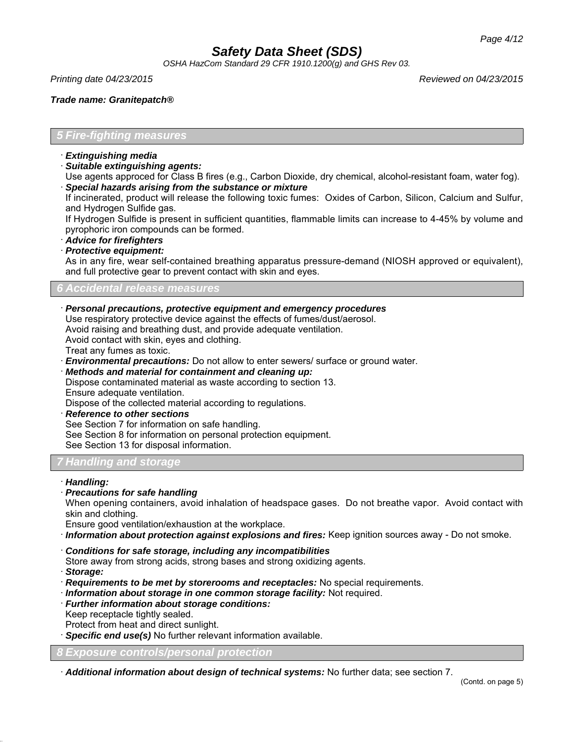## 5 Fire-fighting measures

· ***Extinguishing media***
· ***Suitable extinguishing agents:***
Use agents approced for Class B fires (e.g., Carbon Dioxide, dry chemical, alcohol-resistant foam, water fog).
· ***Special hazards arising from the substance or mixture***
If incinerated, product will release the following toxic fumes: Oxides of Carbon, Silicon, Calcium and Sulfur, and Hydrogen Sulfide gas.
If Hydrogen Sulfide is present in sufficient quantities, flammable limits can increase to 4-45% by volume and pyrophoric iron compounds can be formed.
· ***Advice for firefighters***
· ***Protective equipment:***
As in any fire, wear self-contained breathing apparatus pressure-demand (NIOSH approved or equivalent), and full protective gear to prevent contact with skin and eyes.

## 6 Accidental release measures

· ***Personal precautions, protective equipment and emergency procedures***
Use respiratory protective device against the effects of fumes/dust/aerosol.
Avoid raising and breathing dust, and provide adequate ventilation.
Avoid contact with skin, eyes and clothing.
Treat any fumes as toxic.
· ***Environmental precautions:*** Do not allow to enter sewers/ surface or ground water.
· ***Methods and material for containment and cleaning up:***
Dispose contaminated material as waste according to section 13.
Ensure adequate ventilation.
Dispose of the collected material according to regulations.
· ***Reference to other sections***
See Section 7 for information on safe handling.
See Section 8 for information on personal protection equipment.
See Section 13 for disposal information.

## 7 Handling and storage

· ***Handling:***
· ***Precautions for safe handling***
When opening containers, avoid inhalation of headspace gases. Do not breathe vapor. Avoid contact with skin and clothing.
Ensure good ventilation/exhaustion at the workplace.
· ***Information about protection against explosions and fires:*** Keep ignition sources away - Do not smoke.

· ***Conditions for safe storage, including any incompatibilities***
Store away from strong acids, strong bases and strong oxidizing agents.
· ***Storage:***
· ***Requirements to be met by storerooms and receptacles:*** No special requirements.
· ***Information about storage in one common storage facility:*** Not required.
· ***Further information about storage conditions:***
Keep receptacle tightly sealed.
Protect from heat and direct sunlight.
· ***Specific end use(s)*** No further relevant information available.

## 8 Exposure controls/personal protection

· ***Additional information about design of technical systems:*** No further data; see section 7.

(Contd. on page 5)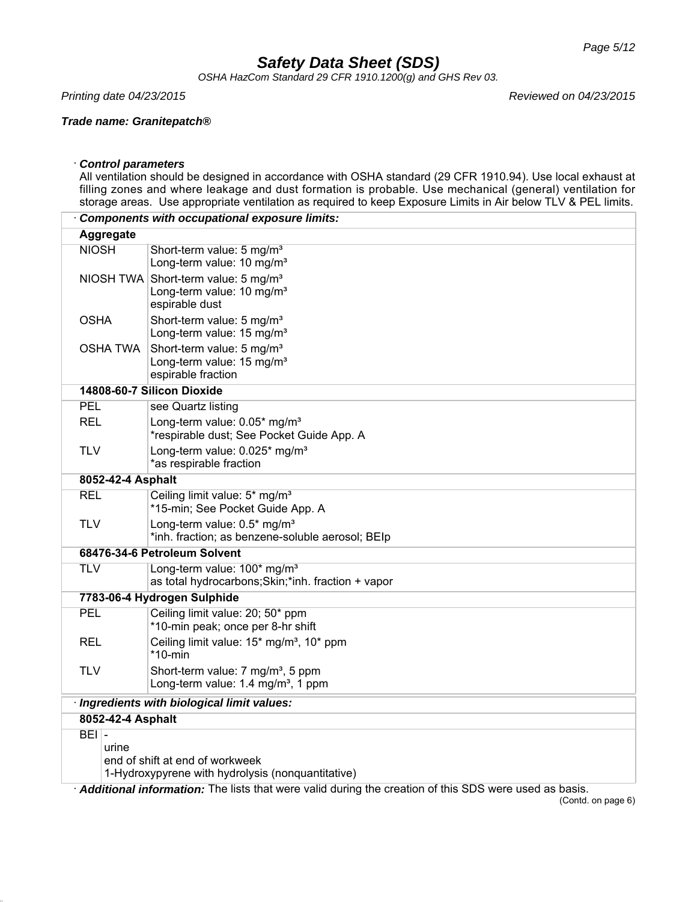· ***Control parameters***

All ventilation should be designed in accordance with OSHA standard (29 CFR 1910.94). Use local exhaust at filling zones and where leakage and dust formation is probable. Use mechanical (general) ventilation for storage areas. Use appropriate ventilation as required to keep Exposure Limits in Air below TLV & PEL limits.

| · ***Components with occupational exposure limits:*** | |
|---|---|
| **Aggregate** | |
| NIOSH | Short-term value: 5 mg/m³<br>Long-term value: 10 mg/m³ |
| NIOSH TWA | Short-term value: 5 mg/m³<br>Long-term value: 10 mg/m³<br>espirable dust |
| OSHA | Short-term value: 5 mg/m³<br>Long-term value: 15 mg/m³ |
| OSHA TWA | Short-term value: 5 mg/m³<br>Long-term value: 15 mg/m³<br>espirable fraction |
| **14808-60-7 Silicon Dioxide** | |
| PEL | see Quartz listing |
| REL | Long-term value: 0.05* mg/m³<br>*respirable dust; See Pocket Guide App. A |
| TLV | Long-term value: 0.025* mg/m³<br>*as respirable fraction |
| **8052-42-4 Asphalt** | |
| REL | Ceiling limit value: 5* mg/m³<br>*15-min; See Pocket Guide App. A |
| TLV | Long-term value: 0.5* mg/m³<br>*inh. fraction; as benzene-soluble aerosol; BEIp |
| **68476-34-6 Petroleum Solvent** | |
| TLV | Long-term value: 100* mg/m³<br>as total hydrocarbons;Skin;*inh. fraction + vapor |
| **7783-06-4 Hydrogen Sulphide** | |
| PEL | Ceiling limit value: 20; 50* ppm<br>*10-min peak; once per 8-hr shift |
| REL | Ceiling limit value: 15* mg/m³, 10* ppm<br>*10-min |
| TLV | Short-term value: 7 mg/m³, 5 ppm<br>Long-term value: 1.4 mg/m³, 1 ppm |

| · ***Ingredients with biological limit values:*** | |
|---|---|
| **8052-42-4 Asphalt** | |
| BEI | -<br>urine<br>end of shift at end of workweek<br>1-Hydroxypyrene with hydrolysis (nonquantitative) |

· ***Additional information:*** The lists that were valid during the creation of this SDS were used as basis.

(Contd. on page 6)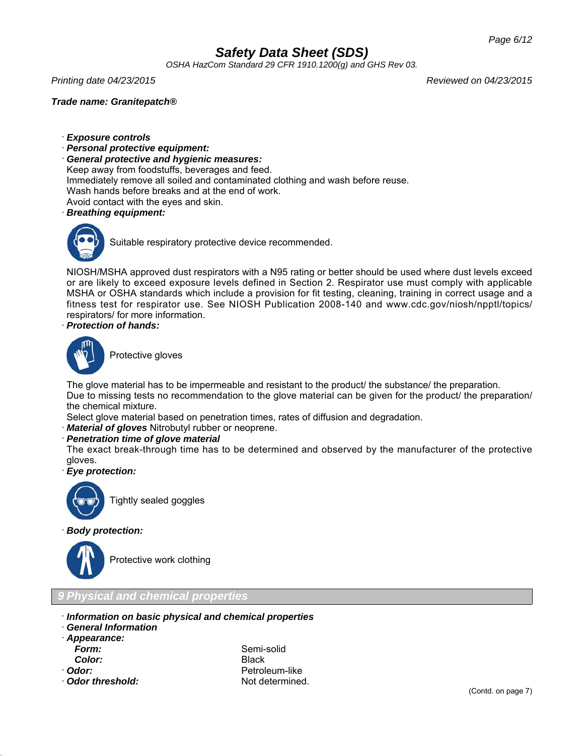**Trade name: Granitepatch®**

· **Exposure controls**
· **Personal protective equipment:**
· **General protective and hygienic measures:**
Keep away from foodstuffs, beverages and feed.
Immediately remove all soiled and contaminated clothing and wash before reuse.
Wash hands before breaks and at the end of work.
Avoid contact with the eyes and skin.
· **Breathing equipment:**

Suitable respiratory protective device recommended.

NIOSH/MSHA approved dust respirators with a N95 rating or better should be used where dust levels exceed or are likely to exceed exposure levels defined in Section 2. Respirator use must comply with applicable MSHA or OSHA standards which include a provision for fit testing, cleaning, training in correct usage and a fitness test for respirator use. See NIOSH Publication 2008-140 and www.cdc.gov/niosh/npptl/topics/respirators/ for more information.
· **Protection of hands:**

Protective gloves

The glove material has to be impermeable and resistant to the product/ the substance/ the preparation.
Due to missing tests no recommendation to the glove material can be given for the product/ the preparation/ the chemical mixture.
Select glove material based on penetration times, rates of diffusion and degradation.
· **Material of gloves** Nitrobutyl rubber or neoprene.
· **Penetration time of glove material**
The exact break-through time has to be determined and observed by the manufacturer of the protective gloves.
· **Eye protection:**

Tightly sealed goggles

· **Body protection:**

Protective work clothing

## 9 Physical and chemical properties

· **Information on basic physical and chemical properties**
· **General Information**
· **Appearance:**

| | |
|---|---|
| **Form:** | Semi-solid |
| **Color:** | Black |
| · **Odor:** | Petroleum-like |
| · **Odor threshold:** | Not determined. |

(Contd. on page 7)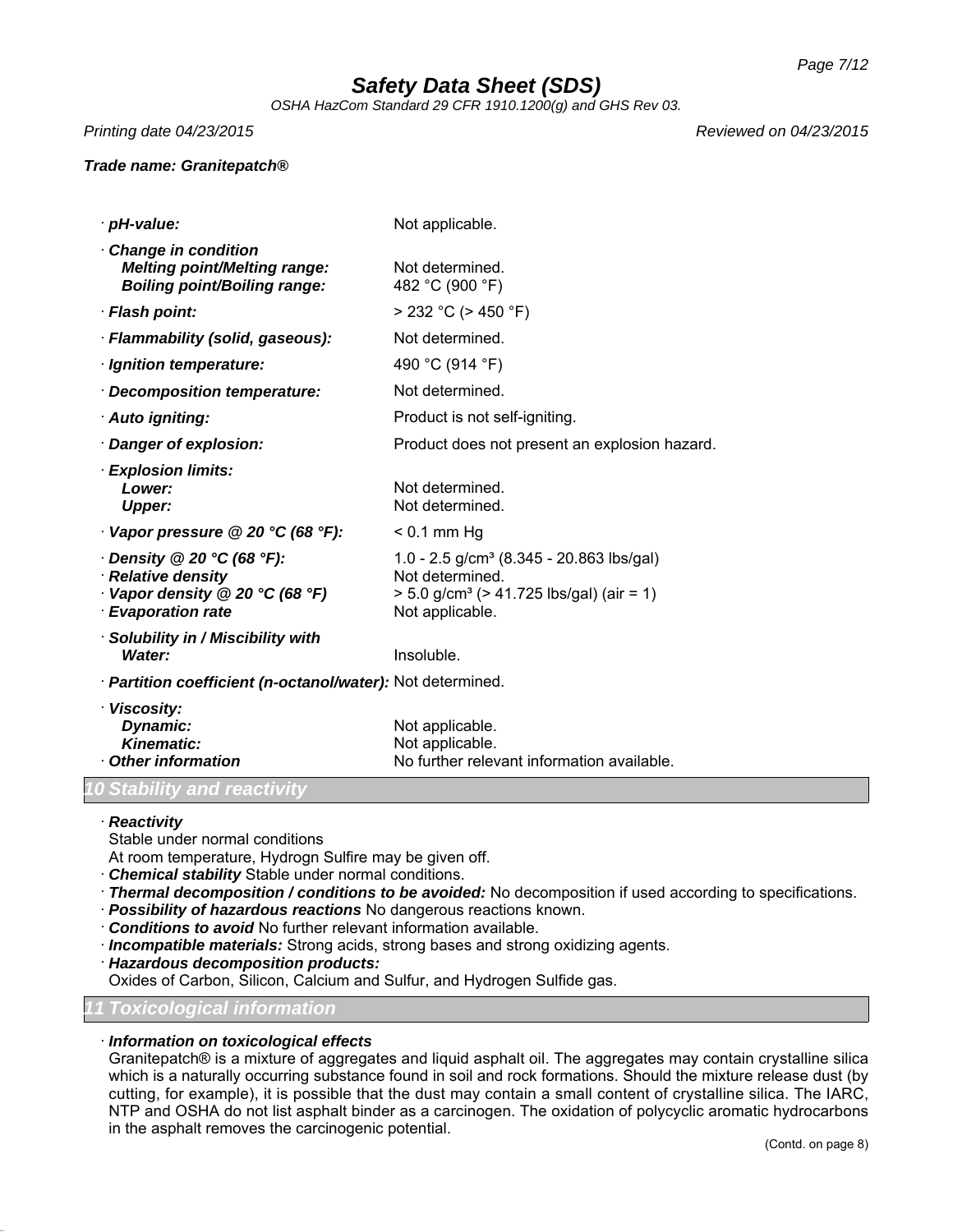**Trade name: Granitepatch®**

· ***pH-value:*** Not applicable.

· ***Change in condition***
  - ***Melting point/Melting range:*** Not determined.
  - ***Boiling point/Boiling range:*** 482 °C (900 °F)

· ***Flash point:*** > 232 °C (> 450 °F)

· ***Flammability (solid, gaseous):*** Not determined.

· ***Ignition temperature:*** 490 °C (914 °F)

· ***Decomposition temperature:*** Not determined.

· ***Auto igniting:*** Product is not self-igniting.

· ***Danger of explosion:*** Product does not present an explosion hazard.

· ***Explosion limits:***
  - ***Lower:*** Not determined.
  - ***Upper:*** Not determined.

· ***Vapor pressure @ 20 °C (68 °F):*** < 0.1 mm Hg

· ***Density @ 20 °C (68 °F):*** 1.0 - 2.5 g/cm³ (8.345 - 20.863 lbs/gal)
· ***Relative density*** Not determined.
· ***Vapor density @ 20 °C (68 °F)*** > 5.0 g/cm³ (> 41.725 lbs/gal) (air = 1)
· ***Evaporation rate*** Not applicable.

· ***Solubility in / Miscibility with***
  - ***Water:*** Insoluble.

· ***Partition coefficient (n-octanol/water):*** Not determined.

· ***Viscosity:***
  - ***Dynamic:*** Not applicable.
  - ***Kinematic:*** Not applicable.

· ***Other information*** No further relevant information available.

## *10 Stability and reactivity*

· ***Reactivity***
Stable under normal conditions
At room temperature, Hydrogn Sulfire may be given off.
· ***Chemical stability*** Stable under normal conditions.
· ***Thermal decomposition / conditions to be avoided:*** No decomposition if used according to specifications.
· ***Possibility of hazardous reactions*** No dangerous reactions known.
· ***Conditions to avoid*** No further relevant information available.
· ***Incompatible materials:*** Strong acids, strong bases and strong oxidizing agents.
· ***Hazardous decomposition products:***
Oxides of Carbon, Silicon, Calcium and Sulfur, and Hydrogen Sulfide gas.

## *11 Toxicological information*

· ***Information on toxicological effects***
Granitepatch® is a mixture of aggregates and liquid asphalt oil. The aggregates may contain crystalline silica which is a naturally occurring substance found in soil and rock formations. Should the mixture release dust (by cutting, for example), it is possible that the dust may contain a small content of crystalline silica. The IARC, NTP and OSHA do not list asphalt binder as a carcinogen. The oxidation of polycyclic aromatic hydrocarbons in the asphalt removes the carcinogenic potential.

(Contd. on page 8)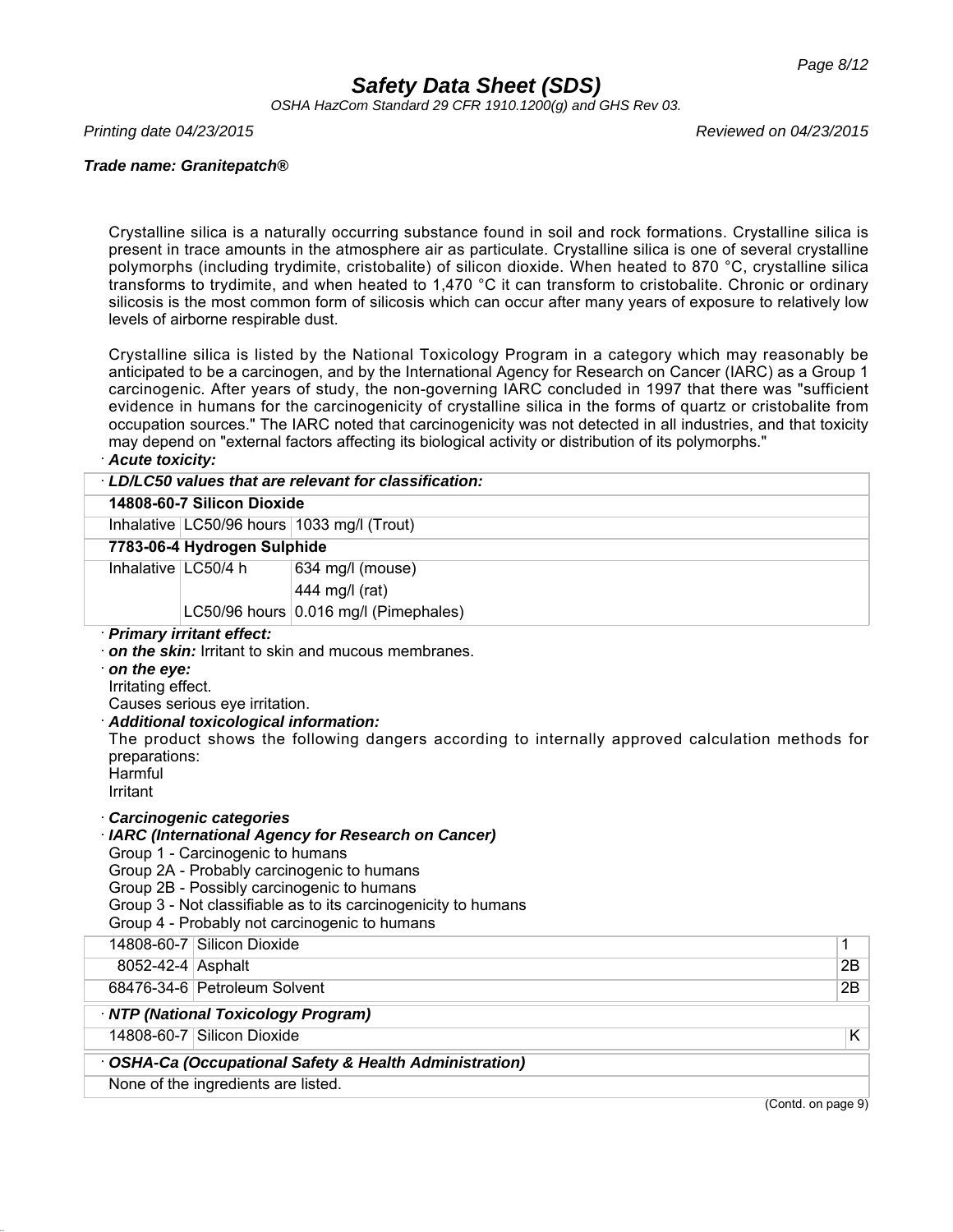Crystalline silica is a naturally occurring substance found in soil and rock formations. Crystalline silica is present in trace amounts in the atmosphere air as particulate. Crystalline silica is one of several crystalline polymorphs (including trydimite, cristobalite) of silicon dioxide. When heated to 870 °C, crystalline silica transforms to trydimite, and when heated to 1,470 °C it can transform to cristobalite. Chronic or ordinary silicosis is the most common form of silicosis which can occur after many years of exposure to relatively low levels of airborne respirable dust.

Crystalline silica is listed by the National Toxicology Program in a category which may reasonably be anticipated to be a carcinogen, and by the International Agency for Research on Cancer (IARC) as a Group 1 carcinogenic. After years of study, the non-governing IARC concluded in 1997 that there was "sufficient evidence in humans for the carcinogenicity of crystalline silica in the forms of quartz or cristobalite from occupation sources." The IARC noted that carcinogenicity was not detected in all industries, and that toxicity may depend on "external factors affecting its biological activity or distribution of its polymorphs."

· ***Acute toxicity:***

| · ***LD/LC50 values that are relevant for classification:*** | | |
|---|---|---|
| **14808-60-7 Silicon Dioxide** | | |
| Inhalative | LC50/96 hours | 1033 mg/l (Trout) |
| **7783-06-4 Hydrogen Sulphide** | | |
| Inhalative | LC50/4 h | 634 mg/l (mouse) |
| | | 444 mg/l (rat) |
| | LC50/96 hours | 0.016 mg/l (Pimephales) |

· ***Primary irritant effect:***

· ***on the skin:*** Irritant to skin and mucous membranes.

· ***on the eye:***
Irritating effect.
Causes serious eye irritation.

· ***Additional toxicological information:***
The product shows the following dangers according to internally approved calculation methods for preparations:
Harmful
Irritant

· ***Carcinogenic categories***

· ***IARC (International Agency for Research on Cancer)***
Group 1 - Carcinogenic to humans
Group 2A - Probably carcinogenic to humans
Group 2B - Possibly carcinogenic to humans
Group 3 - Not classifiable as to its carcinogenicity to humans
Group 4 - Probably not carcinogenic to humans

| | | |
|---|---|---|
| 14808-60-7 | Silicon Dioxide | 1 |
| 8052-42-4 | Asphalt | 2B |
| 68476-34-6 | Petroleum Solvent | 2B |

| · ***NTP (National Toxicology Program)*** | | |
|---|---|---|
| 14808-60-7 | Silicon Dioxide | K |

| · ***OSHA-Ca (Occupational Safety & Health Administration)*** |
|---|
| None of the ingredients are listed. |

(Contd. on page 9)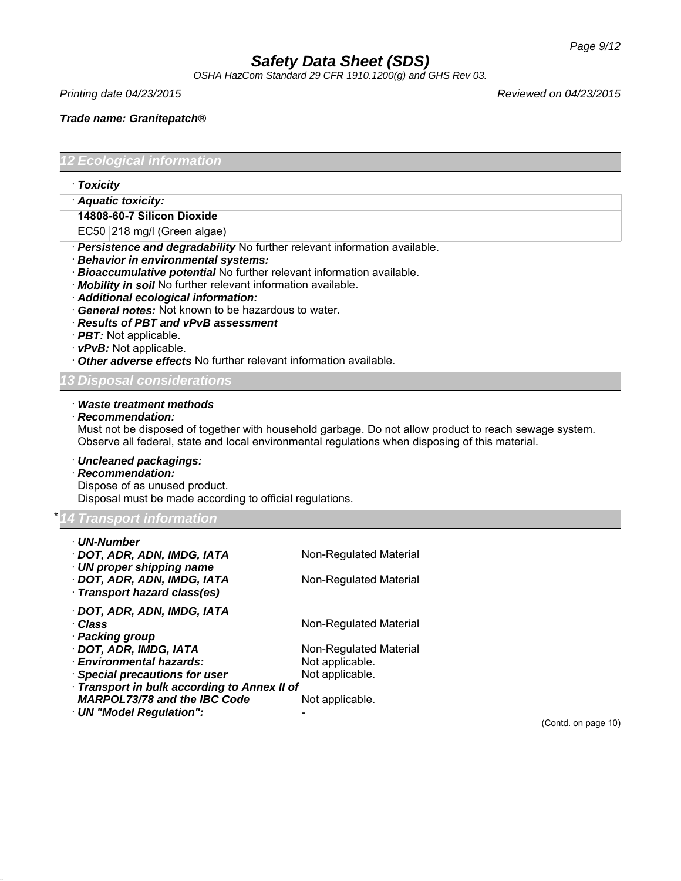Trade name: Granitepatch®

## 12 Ecological information

· **Toxicity**

· **Aquatic toxicity:**

| 14808-60-7 Silicon Dioxide | |
|---|---|
| EC50 | 218 mg/l (Green algae) |

· **Persistence and degradability** No further relevant information available.
· **Behavior in environmental systems:**
· **Bioaccumulative potential** No further relevant information available.
· **Mobility in soil** No further relevant information available.
· **Additional ecological information:**
· **General notes:** Not known to be hazardous to water.
· **Results of PBT and vPvB assessment**
· **PBT:** Not applicable.
· **vPvB:** Not applicable.
· **Other adverse effects** No further relevant information available.

## 13 Disposal considerations

· **Waste treatment methods**
· **Recommendation:**
Must not be disposed of together with household garbage. Do not allow product to reach sewage system. Observe all federal, state and local environmental regulations when disposing of this material.

· **Uncleaned packagings:**
· **Recommendation:**
Dispose of as unused product.
Disposal must be made according to official regulations.

## * 14 Transport information

· **UN-Number**
· **DOT, ADR, ADN, IMDG, IATA** Non-Regulated Material
· **UN proper shipping name**
· **DOT, ADR, ADN, IMDG, IATA** Non-Regulated Material
· **Transport hazard class(es)**

· **DOT, ADR, ADN, IMDG, IATA**
· **Class** Non-Regulated Material
· **Packing group**
· **DOT, ADR, IMDG, IATA** Non-Regulated Material
· **Environmental hazards:** Not applicable.
· **Special precautions for user** Not applicable.
· **Transport in bulk according to Annex II of MARPOL73/78 and the IBC Code** Not applicable.
· **UN "Model Regulation":** -

(Contd. on page 10)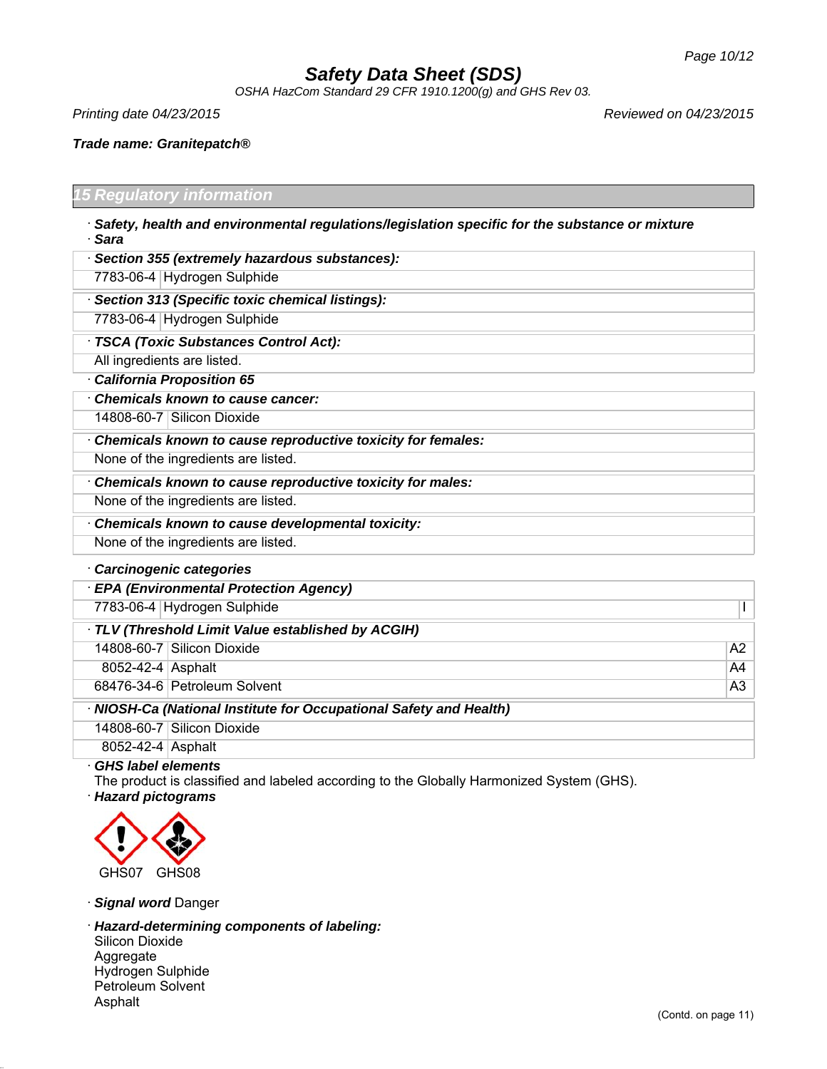# Safety Data Sheet (SDS)

OSHA HazCom Standard 29 CFR 1910.1200(g) and GHS Rev 03.

Printing date 04/23/2015 Reviewed on 04/23/2015

**Trade name: Granitepatch®**

## 15 Regulatory information

· **Safety, health and environmental regulations/legislation specific for the substance or mixture**

· **Sara**

| · **Section 355 (extremely hazardous substances):** | |
|---|---|
| 7783-06-4 | Hydrogen Sulphide |

| · **Section 313 (Specific toxic chemical listings):** | |
|---|---|
| 7783-06-4 | Hydrogen Sulphide |

| · **TSCA (Toxic Substances Control Act):** |
|---|
| All ingredients are listed. |

· **California Proposition 65**

| · **Chemicals known to cause cancer:** | |
|---|---|
| 14808-60-7 | Silicon Dioxide |

| · **Chemicals known to cause reproductive toxicity for females:** |
|---|
| None of the ingredients are listed. |

| · **Chemicals known to cause reproductive toxicity for males:** |
|---|
| None of the ingredients are listed. |

| · **Chemicals known to cause developmental toxicity:** |
|---|
| None of the ingredients are listed. |

· **Carcinogenic categories**

| · **EPA (Environmental Protection Agency)** | | |
|---|---|---|
| 7783-06-4 | Hydrogen Sulphide | I |

| · **TLV (Threshold Limit Value established by ACGIH)** | | |
|---|---|---|
| 14808-60-7 | Silicon Dioxide | A2 |
| 8052-42-4 | Asphalt | A4 |
| 68476-34-6 | Petroleum Solvent | A3 |

| · **NIOSH-Ca (National Institute for Occupational Safety and Health)** | |
|---|---|
| 14808-60-7 | Silicon Dioxide |
| 8052-42-4 | Asphalt |

· **GHS label elements**

The product is classified and labeled according to the Globally Harmonized System (GHS).

· **Hazard pictograms**

GHS07 GHS08

· **Signal word** Danger

· **Hazard-determining components of labeling:**

Silicon Dioxide
Aggregate
Hydrogen Sulphide
Petroleum Solvent
Asphalt

(Contd. on page 11)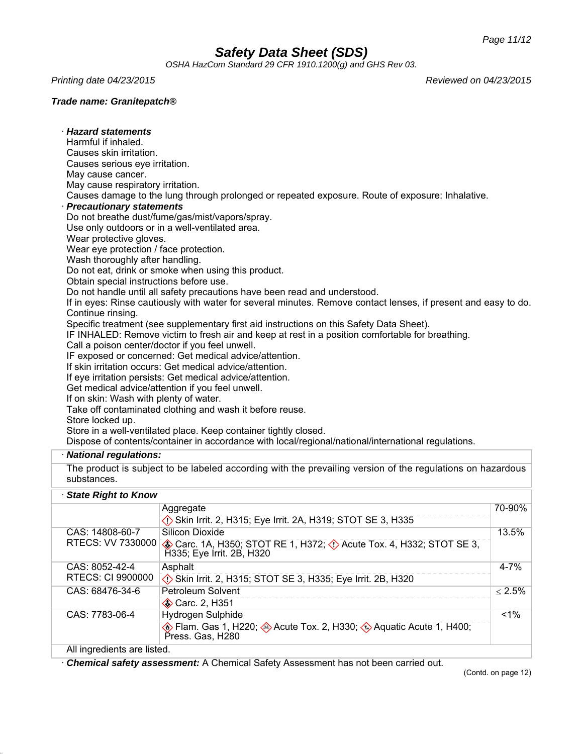# Safety Data Sheet (SDS)

*OSHA HazCom Standard 29 CFR 1910.1200(g) and GHS Rev 03.*

*Printing date 04/23/2015* *Reviewed on 04/23/2015*

***Trade name: Granitepatch®***

· ***Hazard statements***

Harmful if inhaled.
Causes skin irritation.
Causes serious eye irritation.
May cause cancer.
May cause respiratory irritation.
Causes damage to the lung through prolonged or repeated exposure. Route of exposure: Inhalative.

· ***Precautionary statements***

Do not breathe dust/fume/gas/mist/vapors/spray.
Use only outdoors or in a well-ventilated area.
Wear protective gloves.
Wear eye protection / face protection.
Wash thoroughly after handling.
Do not eat, drink or smoke when using this product.
Obtain special instructions before use.
Do not handle until all safety precautions have been read and understood.
If in eyes: Rinse cautiously with water for several minutes. Remove contact lenses, if present and easy to do. Continue rinsing.
Specific treatment (see supplementary first aid instructions on this Safety Data Sheet).
IF INHALED: Remove victim to fresh air and keep at rest in a position comfortable for breathing.
Call a poison center/doctor if you feel unwell.
IF exposed or concerned: Get medical advice/attention.
If skin irritation occurs: Get medical advice/attention.
If eye irritation persists: Get medical advice/attention.
Get medical advice/attention if you feel unwell.
If on skin: Wash with plenty of water.
Take off contaminated clothing and wash it before reuse.
Store locked up.
Store in a well-ventilated place. Keep container tightly closed.
Dispose of contents/container in accordance with local/regional/national/international regulations.

· ***National regulations:***

The product is subject to be labeled according with the prevailing version of the regulations on hazardous substances.

· ***State Right to Know***

| | | |
|---|---|---|
| | Aggregate<br>Skin Irrit. 2, H315; Eye Irrit. 2A, H319; STOT SE 3, H335 | 70-90% |
| CAS: 14808-60-7<br>RTECS: VV 7330000 | Silicon Dioxide<br>Carc. 1A, H350; STOT RE 1, H372; Acute Tox. 4, H332; STOT SE 3, H335; Eye Irrit. 2B, H320 | 13.5% |
| CAS: 8052-42-4<br>RTECS: CI 9900000 | Asphalt<br>Skin Irrit. 2, H315; STOT SE 3, H335; Eye Irrit. 2B, H320 | 4-7% |
| CAS: 68476-34-6 | Petroleum Solvent<br>Carc. 2, H351 | ≤ 2.5% |
| CAS: 7783-06-4 | Hydrogen Sulphide<br>Flam. Gas 1, H220; Acute Tox. 2, H330; Aquatic Acute 1, H400; Press. Gas, H280 | <1% |

All ingredients are listed.

· ***Chemical safety assessment:*** A Chemical Safety Assessment has not been carried out.

(Contd. on page 12)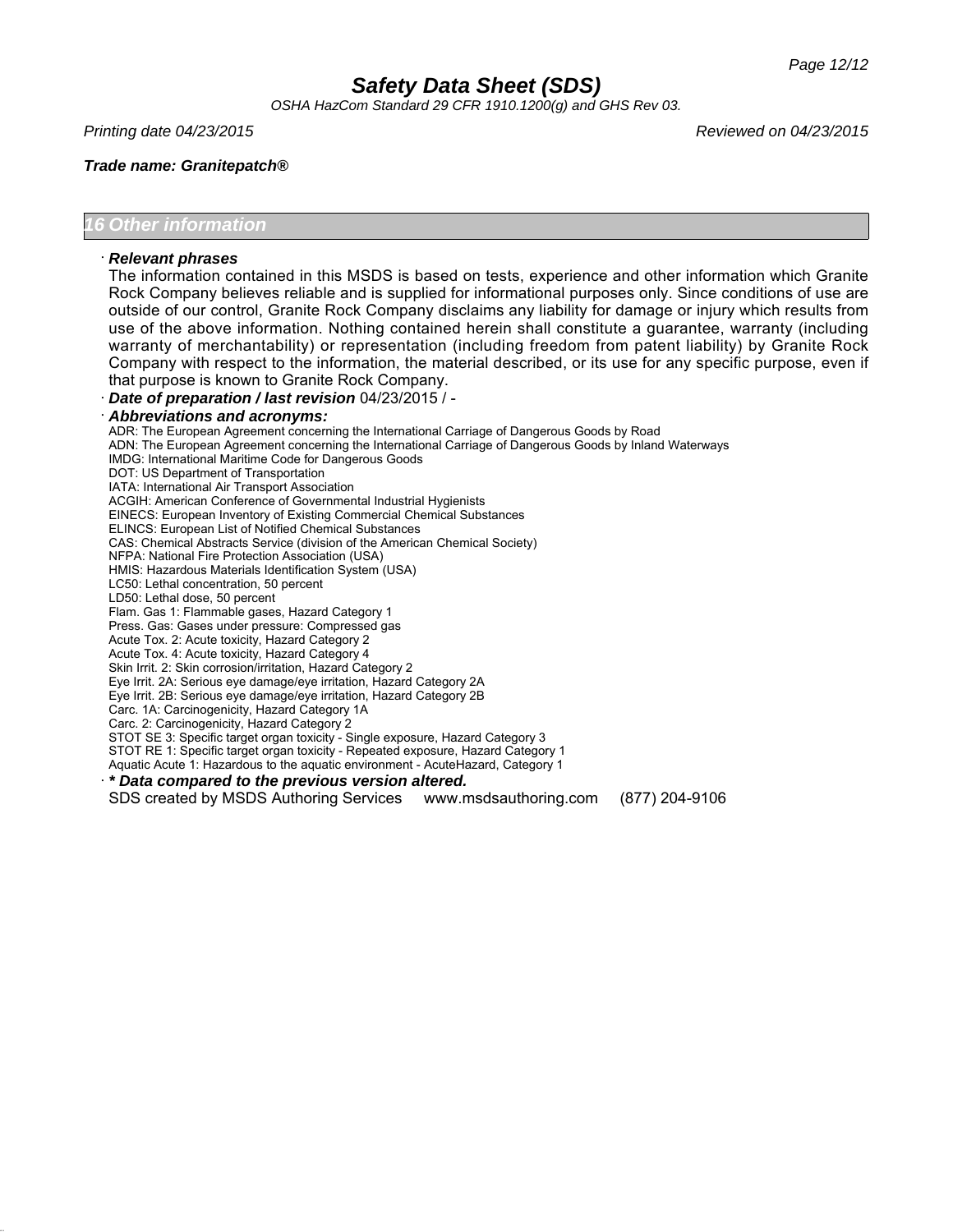## 16 Other information

· ***Relevant phrases***

The information contained in this MSDS is based on tests, experience and other information which Granite Rock Company believes reliable and is supplied for informational purposes only. Since conditions of use are outside of our control, Granite Rock Company disclaims any liability for damage or injury which results from use of the above information. Nothing contained herein shall constitute a guarantee, warranty (including warranty of merchantability) or representation (including freedom from patent liability) by Granite Rock Company with respect to the information, the material described, or its use for any specific purpose, even if that purpose is known to Granite Rock Company.

· ***Date of preparation / last revision*** 04/23/2015 / -

· ***Abbreviations and acronyms:***

ADR: The European Agreement concerning the International Carriage of Dangerous Goods by Road
ADN: The European Agreement concerning the International Carriage of Dangerous Goods by Inland Waterways
IMDG: International Maritime Code for Dangerous Goods
DOT: US Department of Transportation
IATA: International Air Transport Association
ACGIH: American Conference of Governmental Industrial Hygienists
EINECS: European Inventory of Existing Commercial Chemical Substances
ELINCS: European List of Notified Chemical Substances
CAS: Chemical Abstracts Service (division of the American Chemical Society)
NFPA: National Fire Protection Association (USA)
HMIS: Hazardous Materials Identification System (USA)
LC50: Lethal concentration, 50 percent
LD50: Lethal dose, 50 percent
Flam. Gas 1: Flammable gases, Hazard Category 1
Press. Gas: Gases under pressure: Compressed gas
Acute Tox. 2: Acute toxicity, Hazard Category 2
Acute Tox. 4: Acute toxicity, Hazard Category 4
Skin Irrit. 2: Skin corrosion/irritation, Hazard Category 2
Eye Irrit. 2A: Serious eye damage/eye irritation, Hazard Category 2A
Eye Irrit. 2B: Serious eye damage/eye irritation, Hazard Category 2B
Carc. 1A: Carcinogenicity, Hazard Category 1A
Carc. 2: Carcinogenicity, Hazard Category 2
STOT SE 3: Specific target organ toxicity - Single exposure, Hazard Category 3
STOT RE 1: Specific target organ toxicity - Repeated exposure, Hazard Category 1
Aquatic Acute 1: Hazardous to the aquatic environment - AcuteHazard, Category 1

· ***\* Data compared to the previous version altered.***

SDS created by MSDS Authoring Services www.msdsauthoring.com (877) 204-9106